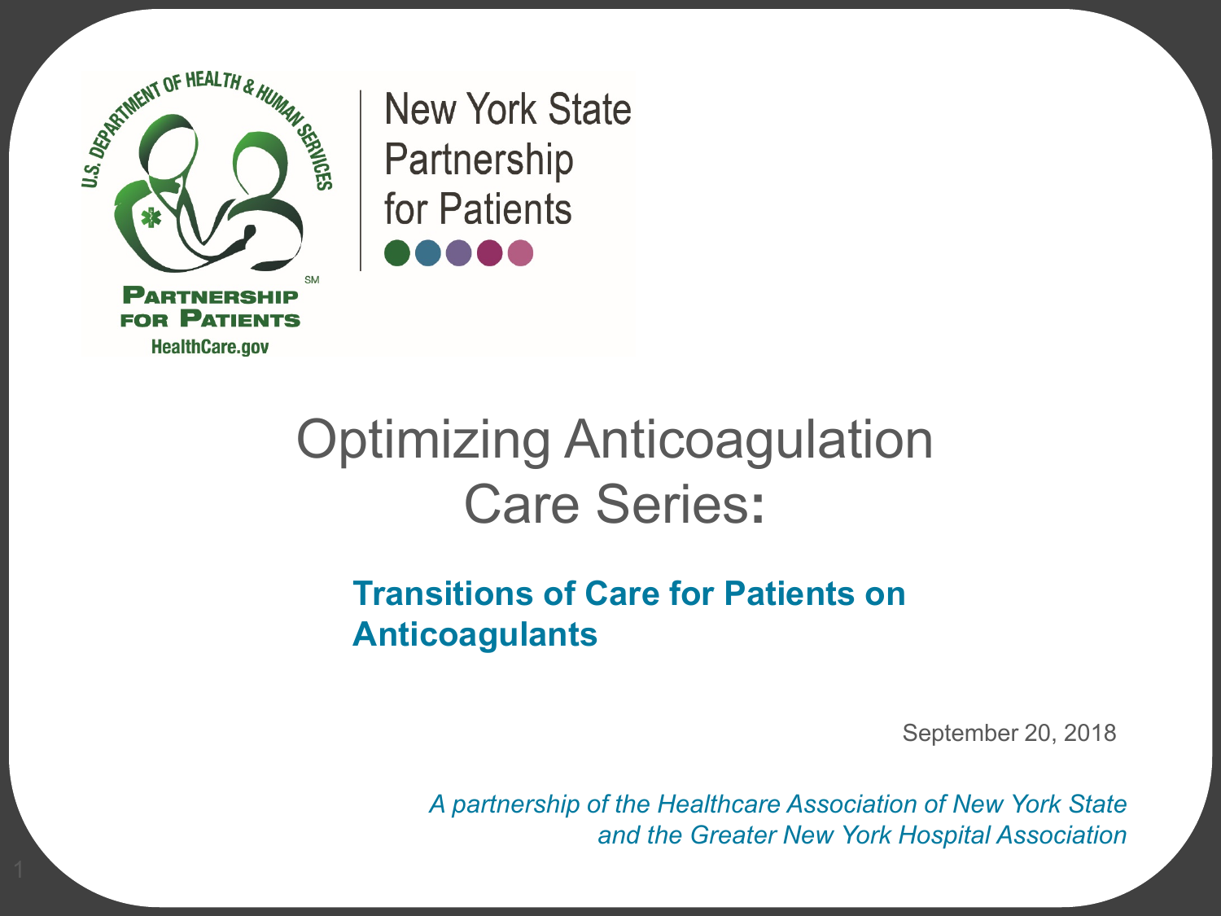New York State Partnership for Patients

# Optimizing Anticoagulation Care Series:

## Transitions of Care for Patients on Anticoagulants

September 20, 2018

*A partnership of the Healthcare Association of New York State and the Greater New York Hospital Association*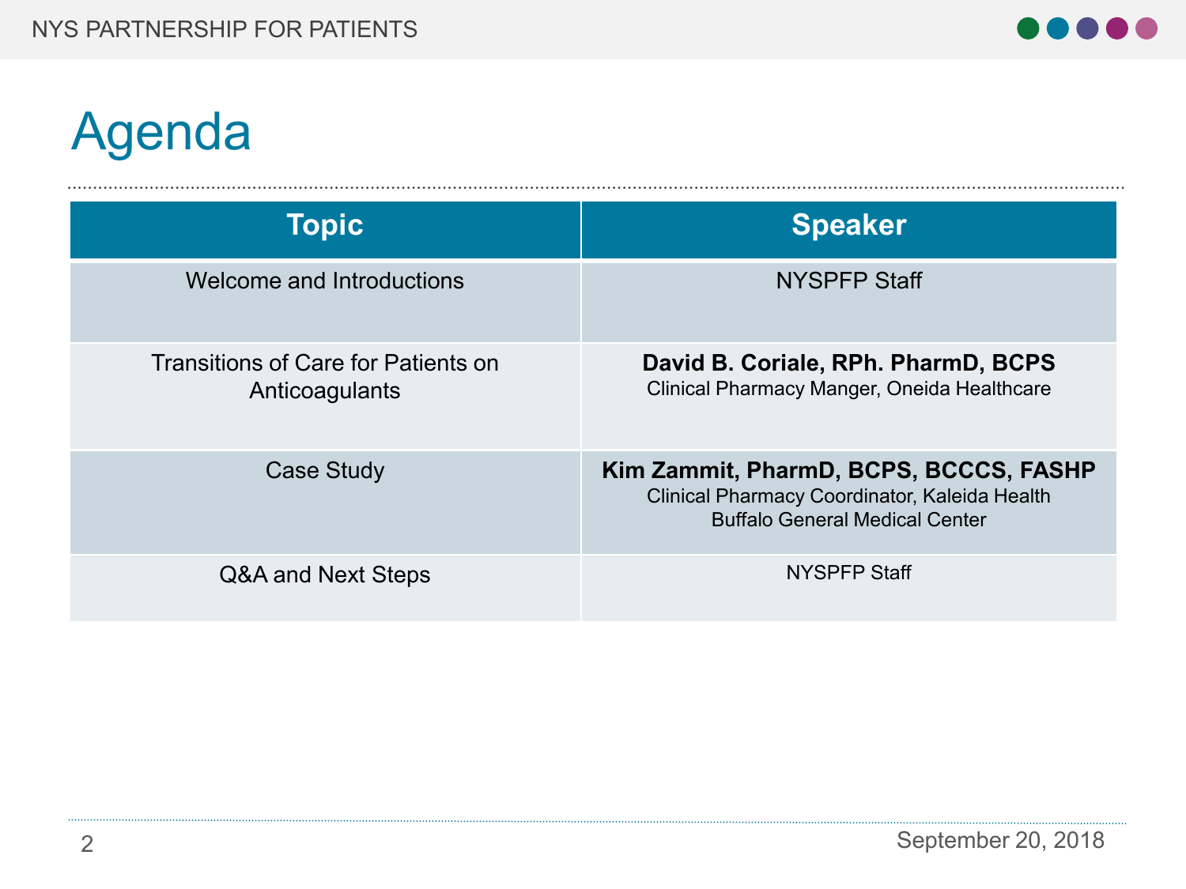# Agenda

| Topic | Speaker |
| --- | --- |
| Welcome and Introductions | NYSPFP Staff |
| Transitions of Care for Patients on Anticoagulants | **David B. Coriale, RPh. PharmD, BCPS**<br>Clinical Pharmacy Manger, Oneida Healthcare |
| Case Study | **Kim Zammit, PharmD, BCPS, BCCCS, FASHP**<br>Clinical Pharmacy Coordinator, Kaleida Health<br>Buffalo General Medical Center |
| Q&A and Next Steps | NYSPFP Staff |

September 20, 2018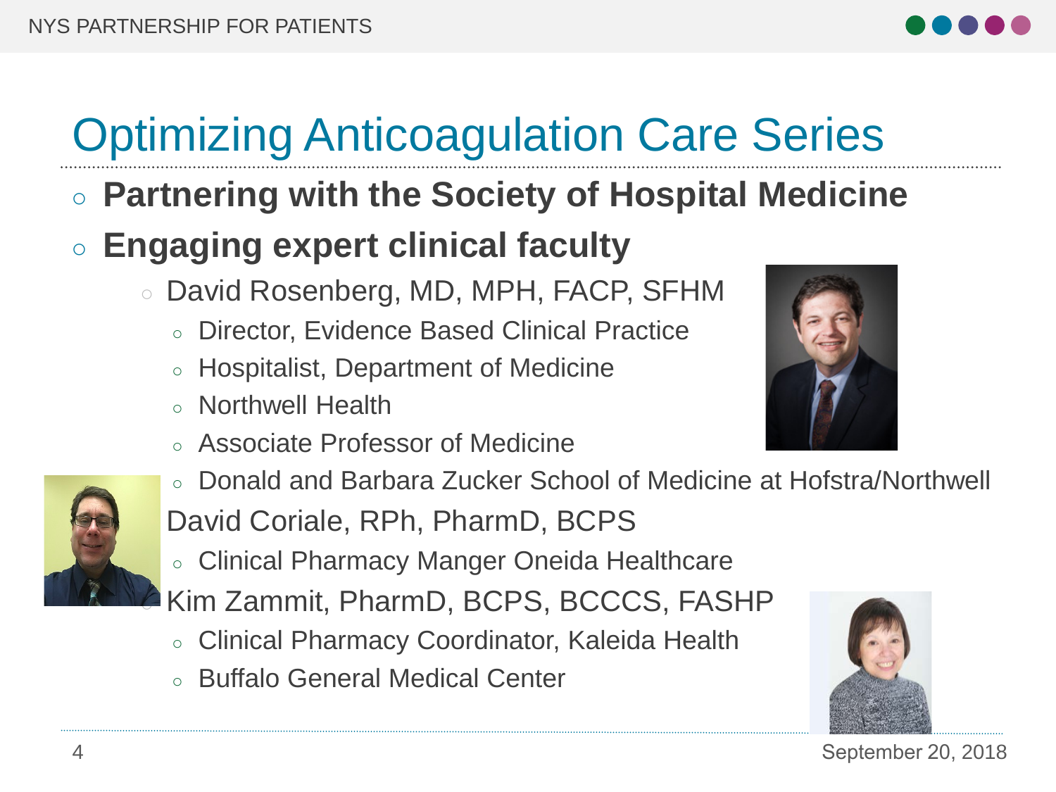# Optimizing Anticoagulation Care Series

- **Partnering with the Society of Hospital Medicine**
- **Engaging expert clinical faculty**
  - David Rosenberg, MD, MPH, FACP, SFHM
    - Director, Evidence Based Clinical Practice
    - Hospitalist, Department of Medicine
    - Northwell Health
    - Associate Professor of Medicine
    - Donald and Barbara Zucker School of Medicine at Hofstra/Northwell
  - David Coriale, RPh, PharmD, BCPS
    - Clinical Pharmacy Manger Oneida Healthcare
  - Kim Zammit, PharmD, BCPS, BCCCS, FASHP
    - Clinical Pharmacy Coordinator, Kaleida Health
    - Buffalo General Medical Center

September 20, 2018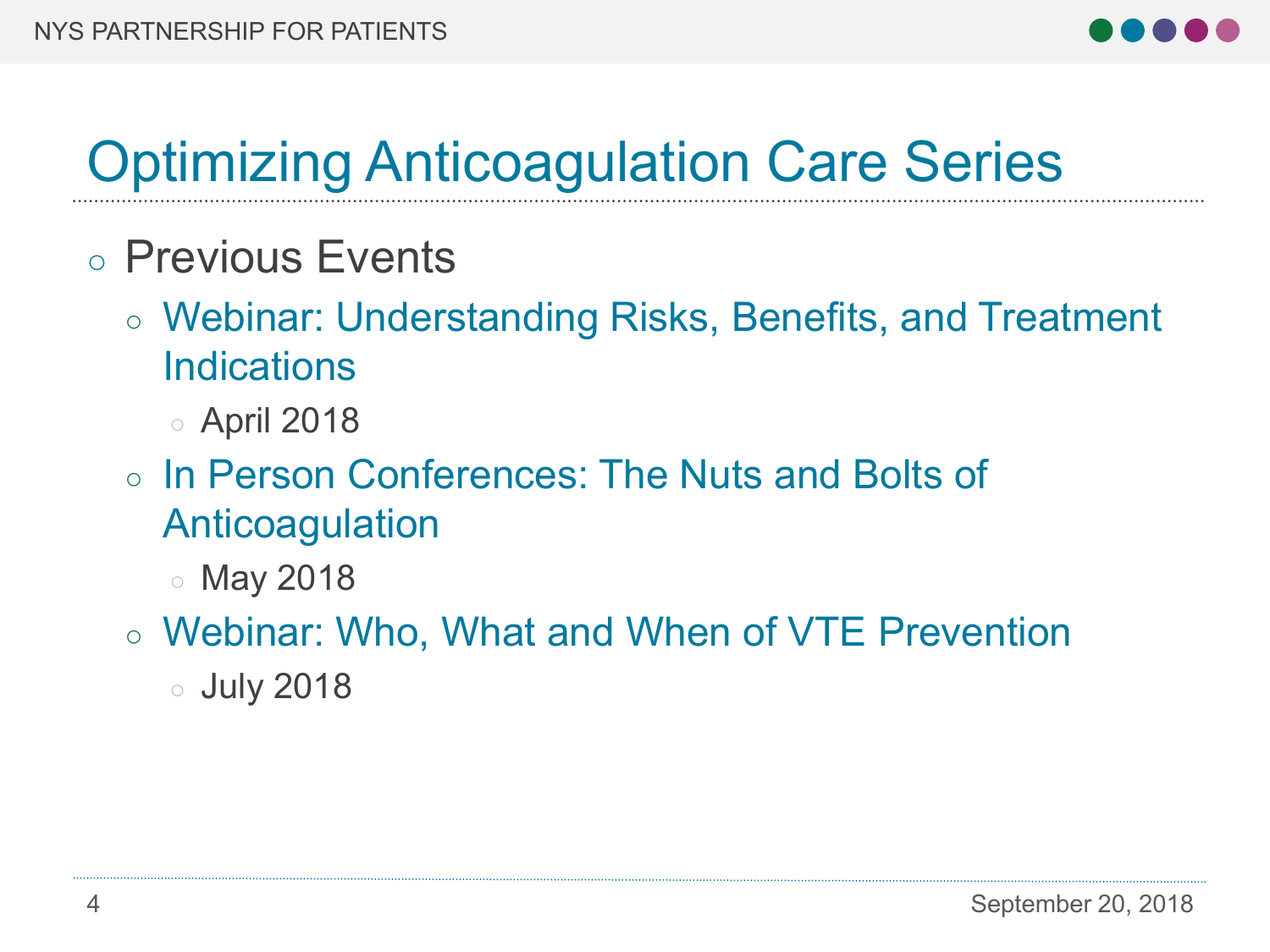# Optimizing Anticoagulation Care Series

- Previous Events
  - Webinar: Understanding Risks, Benefits, and Treatment Indications
    - April 2018
  - In Person Conferences: The Nuts and Bolts of Anticoagulation
    - May 2018
  - Webinar: Who, What and When of VTE Prevention
    - July 2018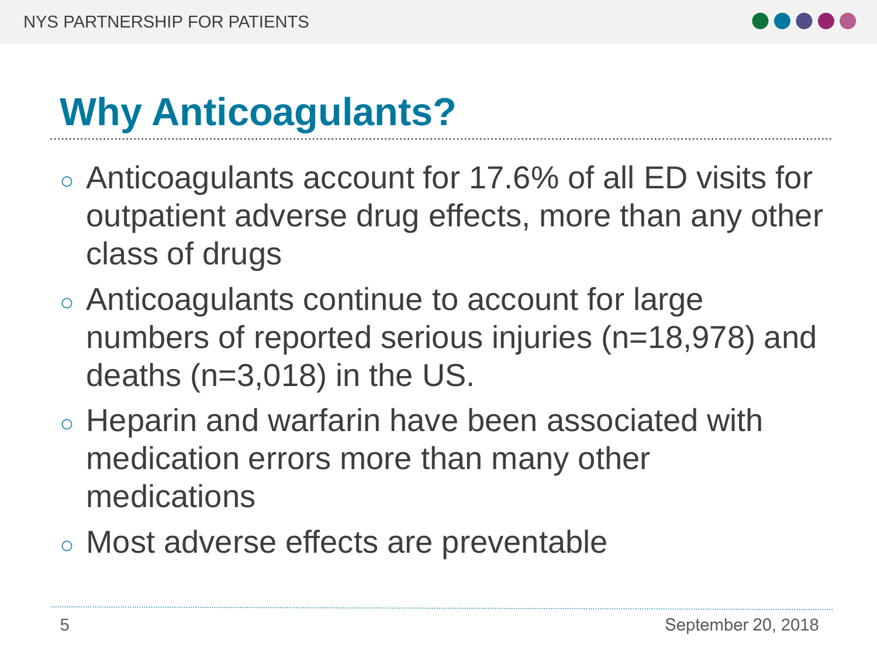# Why Anticoagulants?

- Anticoagulants account for 17.6% of all ED visits for outpatient adverse drug effects, more than any other class of drugs
- Anticoagulants continue to account for large numbers of reported serious injuries (n=18,978) and deaths (n=3,018) in the US.
- Heparin and warfarin have been associated with medication errors more than many other medications
- Most adverse effects are preventable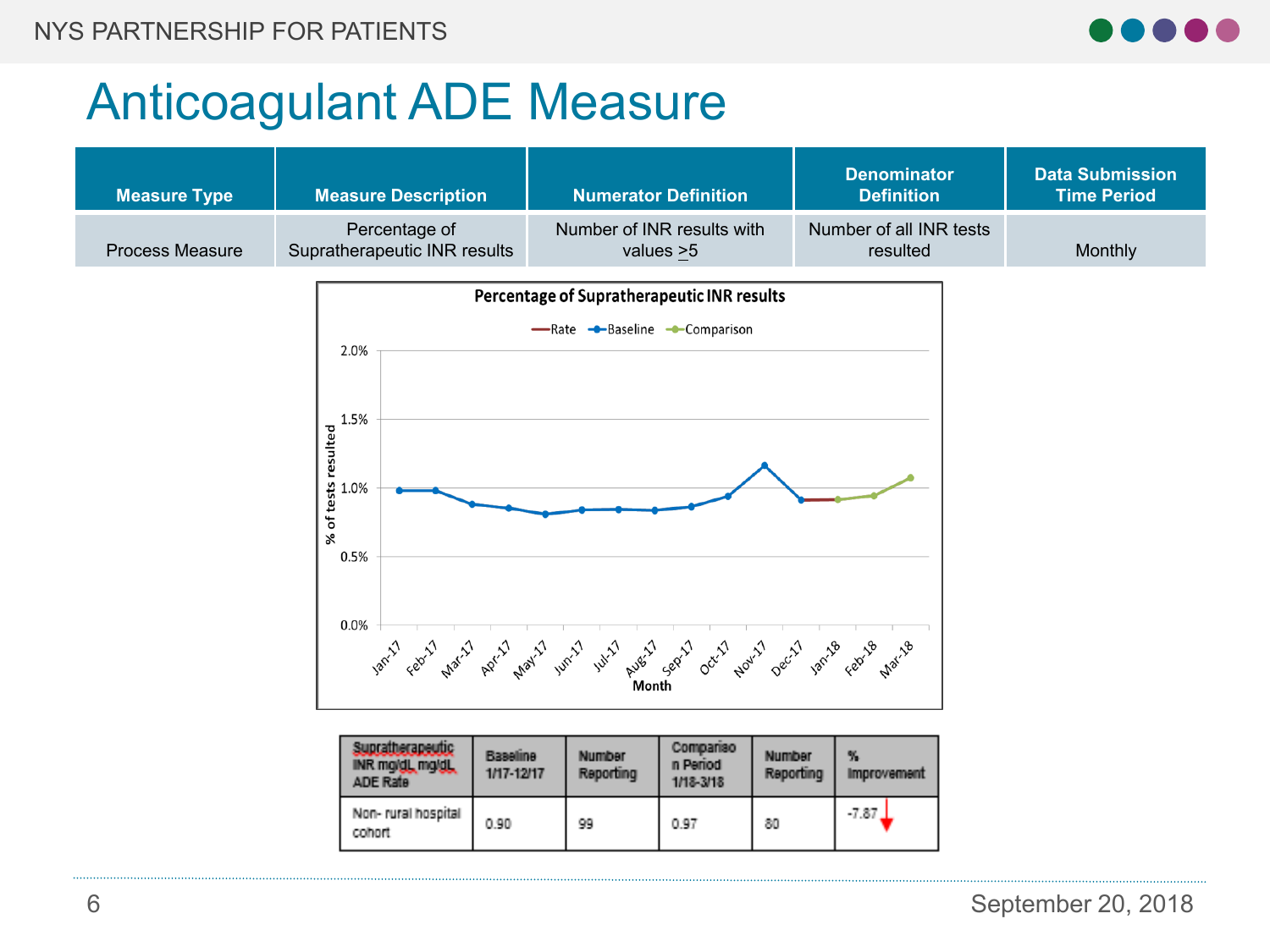# Anticoagulant ADE Measure

| Measure Type | Measure Description | Numerator Definition | Denominator Definition | Data Submission Time Period |
|---|---|---|---|---|
| Process Measure | Percentage of Supratherapeutic INR results | Number of INR results with values ≥5 | Number of all INR tests resulted | Monthly |

**Percentage of Supratherapeutic INR results**

Legend: Rate, Baseline, Comparison

Y-axis: % of tests resulted (0.0%, 0.5%, 1.0%, 1.5%, 2.0%)

X-axis: Month (Jan-17, Feb-17, Mar-17, Apr-17, May-17, Jun-17, Jul-17, Aug-17, Sep-17, Oct-17, Nov-17, Dec-17, Jan-18, Feb-18, Mar-18)

| Supratherapeutic INR mg/dL mg/dL ADE Rate | Baseline 1/17-12/17 | Number Reporting | Comparison Period 1/18-3/18 | Number Reporting | % Improvement |
|---|---|---|---|---|---|
| Non- rural hospital cohort | 0.90 | 99 | 0.97 | 80 | -7.87 ↓ |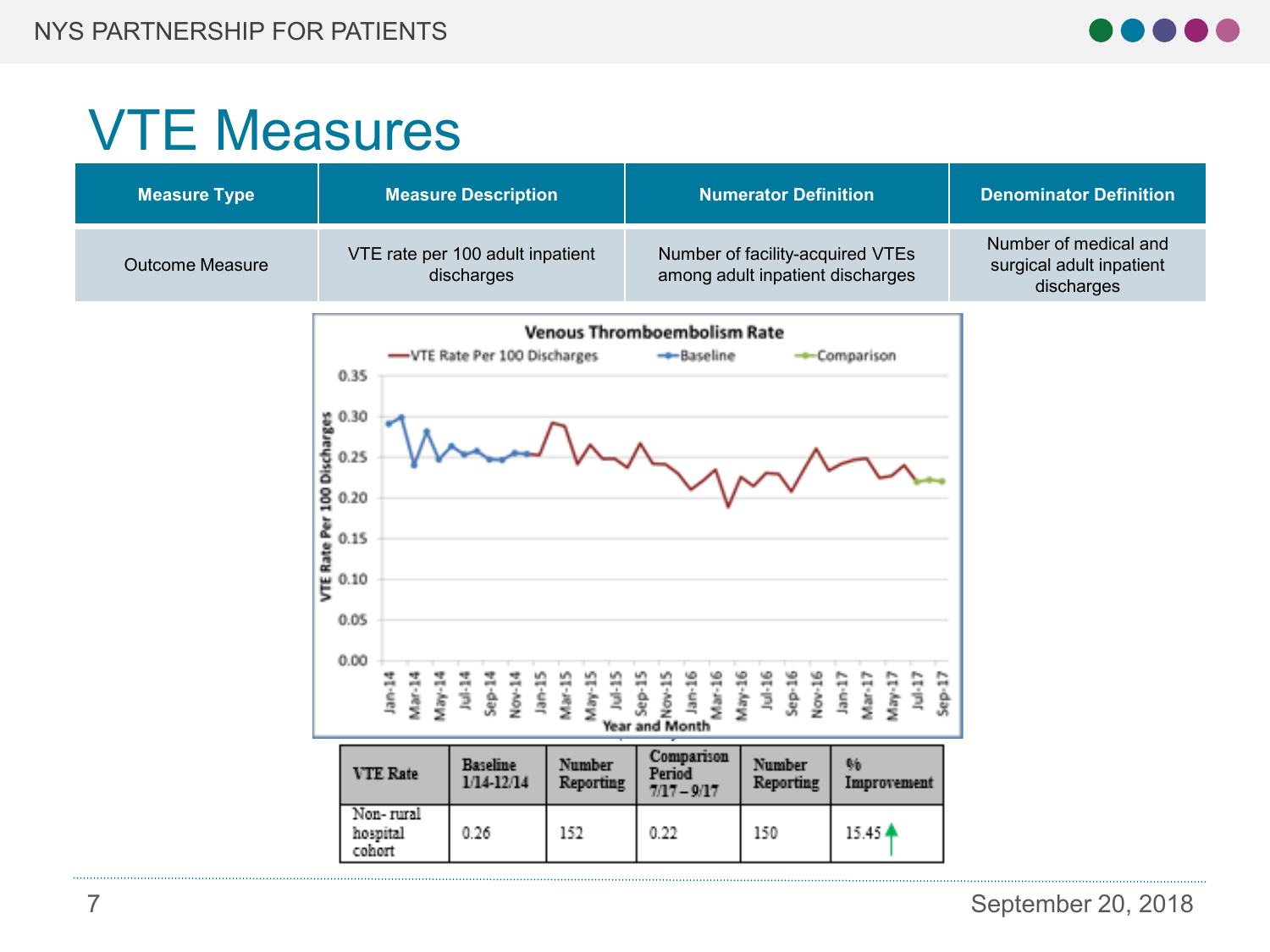# VTE Measures

| Measure Type | Measure Description | Numerator Definition | Denominator Definition |
|---|---|---|---|
| Outcome Measure | VTE rate per 100 adult inpatient discharges | Number of facility-acquired VTEs among adult inpatient discharges | Number of medical and surgical adult inpatient discharges |

| VTE Rate | Baseline 1/14-12/14 | Number Reporting | Comparison Period 7/17 – 9/17 | Number Reporting | % Improvement |
|---|---|---|---|---|---|
| Non- rural hospital cohort | 0.26 | 152 | 0.22 | 150 | 15.45 ↑ |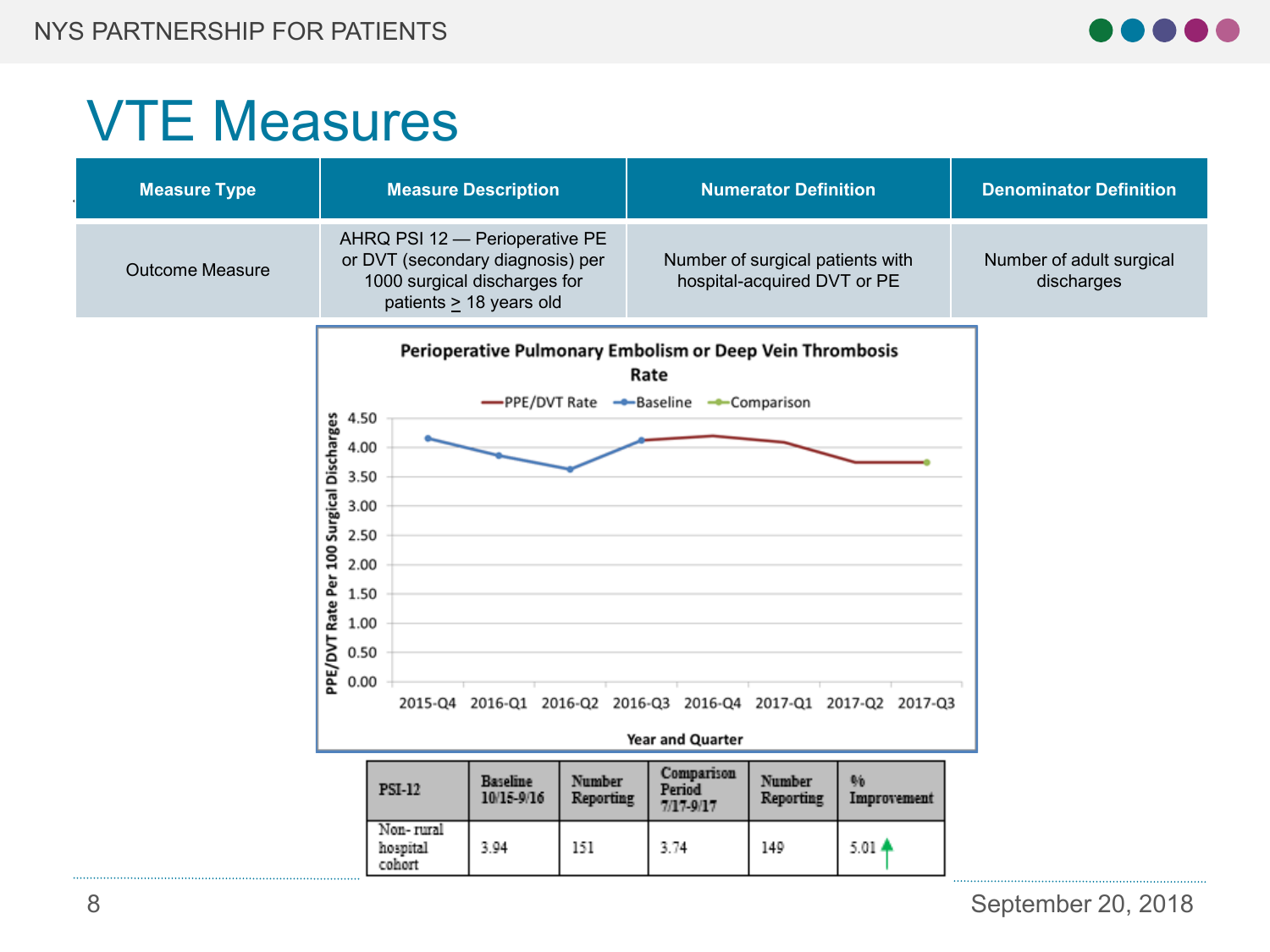# VTE Measures

| Measure Type | Measure Description | Numerator Definition | Denominator Definition |
| --- | --- | --- | --- |
| Outcome Measure | AHRQ PSI 12 — Perioperative PE or DVT (secondary diagnosis) per 1000 surgical discharges for patients ≥ 18 years old | Number of surgical patients with hospital-acquired DVT or PE | Number of adult surgical discharges |

**Perioperative Pulmonary Embolism or Deep Vein Thrombosis Rate**

Legend: PPE/DVT Rate, Baseline, Comparison

Y-axis: PPE/DVT Rate Per 100 Surgical Discharges (0.00–4.50)

X-axis: Year and Quarter (2015-Q4, 2016-Q1, 2016-Q2, 2016-Q3, 2016-Q4, 2017-Q1, 2017-Q2, 2017-Q3)

| PSI-12 | Baseline 10/15-9/16 | Number Reporting | Comparison Period 7/17-9/17 | Number Reporting | % Improvement |
| --- | --- | --- | --- | --- | --- |
| Non- rural hospital cohort | 3.94 | 151 | 3.74 | 149 | 5.01 ↑ |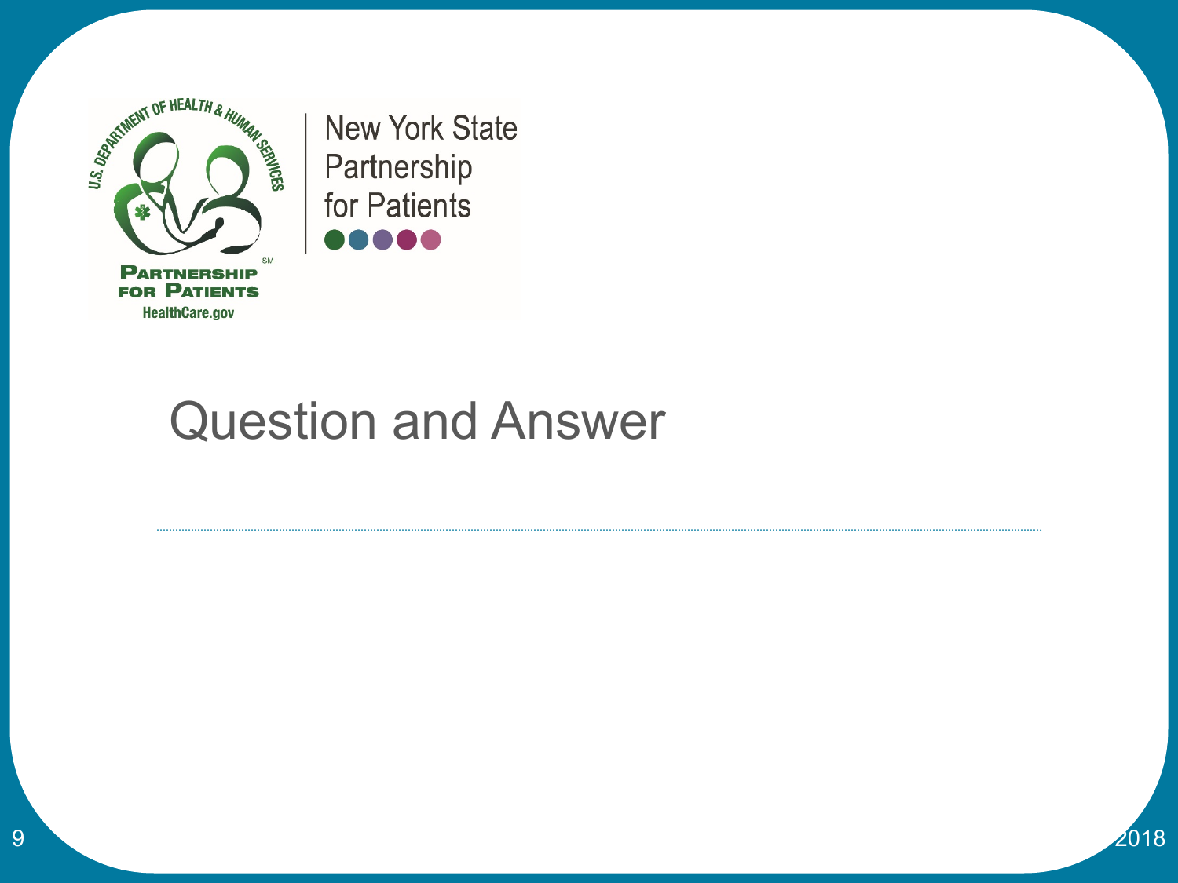New York State Partnership for Patients

# Question and Answer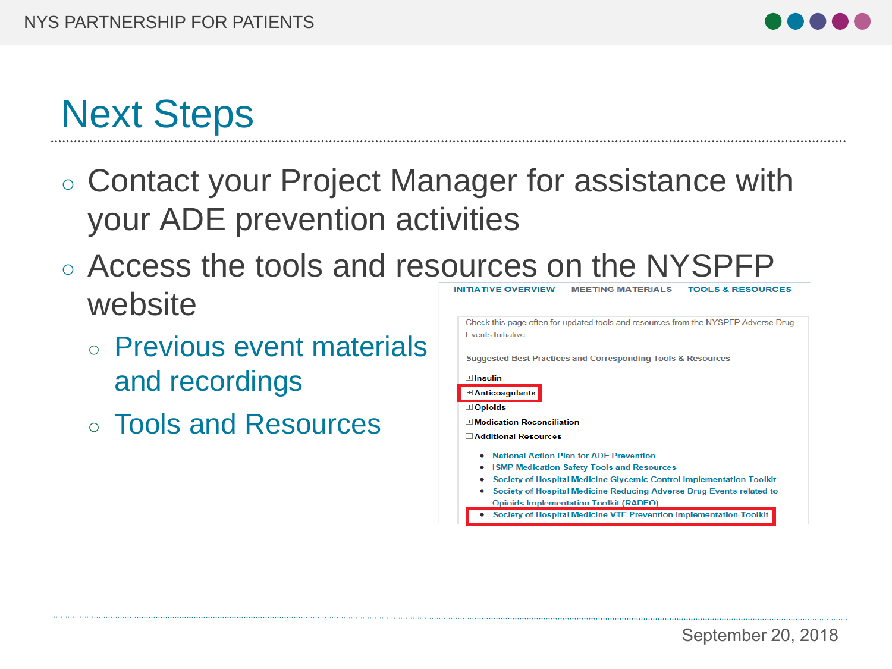# Next Steps

- Contact your Project Manager for assistance with your ADE prevention activities
- Access the tools and resources on the NYSPFP website
  - Previous event materials and recordings
  - Tools and Resources

INITIATIVE OVERVIEW MEETING MATERIALS TOOLS & RESOURCES

Check this page often for updated tools and resources from the NYSPFP Adverse Drug Events Initiative.

**Suggested Best Practices and Corresponding Tools & Resources**

⊞ **Insulin**

⊞ **Anticoagulants**

⊞ **Opioids**

⊞ **Medication Reconciliation**

⊟ **Additional Resources**

- National Action Plan for ADE Prevention
- ISMP Medication Safety Tools and Resources
- Society of Hospital Medicine Glycemic Control Implementation Toolkit
- Society of Hospital Medicine Reducing Adverse Drug Events related to Opioids Implementation Toolkit (RADEO)
- Society of Hospital Medicine VTE Prevention Implementation Toolkit

September 20, 2018